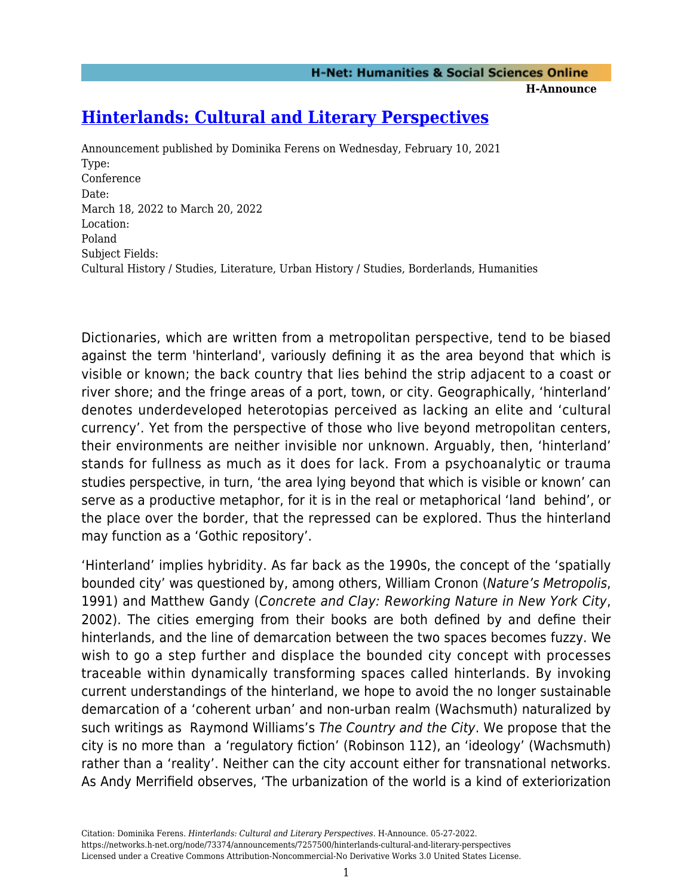# [Hinterlands: Cultural and Literary Perspectives](https://networks.h-net.org/node/73374/announcements/7257500/hinterlands-cultural-and-literary-perspectives)

Announcement published by Dominika Ferens on Wednesday, February 10, 2021

Type:
Conference

Date:
March 18, 2022 to March 20, 2022

Location:
Poland

Subject Fields:
Cultural History / Studies, Literature, Urban History / Studies, Borderlands, Humanities

Dictionaries, which are written from a metropolitan perspective, tend to be biased against the term 'hinterland', variously defining it as the area beyond that which is visible or known; the back country that lies behind the strip adjacent to a coast or river shore; and the fringe areas of a port, town, or city. Geographically, 'hinterland' denotes underdeveloped heterotopias perceived as lacking an elite and 'cultural currency'. Yet from the perspective of those who live beyond metropolitan centers, their environments are neither invisible nor unknown. Arguably, then, 'hinterland' stands for fullness as much as it does for lack. From a psychoanalytic or trauma studies perspective, in turn, 'the area lying beyond that which is visible or known' can serve as a productive metaphor, for it is in the real or metaphorical 'land behind', or the place over the border, that the repressed can be explored. Thus the hinterland may function as a 'Gothic repository'.

'Hinterland' implies hybridity. As far back as the 1990s, the concept of the 'spatially bounded city' was questioned by, among others, William Cronon (*Nature's Metropolis*, 1991) and Matthew Gandy (*Concrete and Clay: Reworking Nature in New York City*, 2002). The cities emerging from their books are both defined by and define their hinterlands, and the line of demarcation between the two spaces becomes fuzzy. We wish to go a step further and displace the bounded city concept with processes traceable within dynamically transforming spaces called hinterlands. By invoking current understandings of the hinterland, we hope to avoid the no longer sustainable demarcation of a 'coherent urban' and non-urban realm (Wachsmuth) naturalized by such writings as Raymond Williams's *The Country and the City*. We propose that the city is no more than a 'regulatory fiction' (Robinson 112), an 'ideology' (Wachsmuth) rather than a 'reality'. Neither can the city account either for transnational networks. As Andy Merrifield observes, 'The urbanization of the world is a kind of exteriorization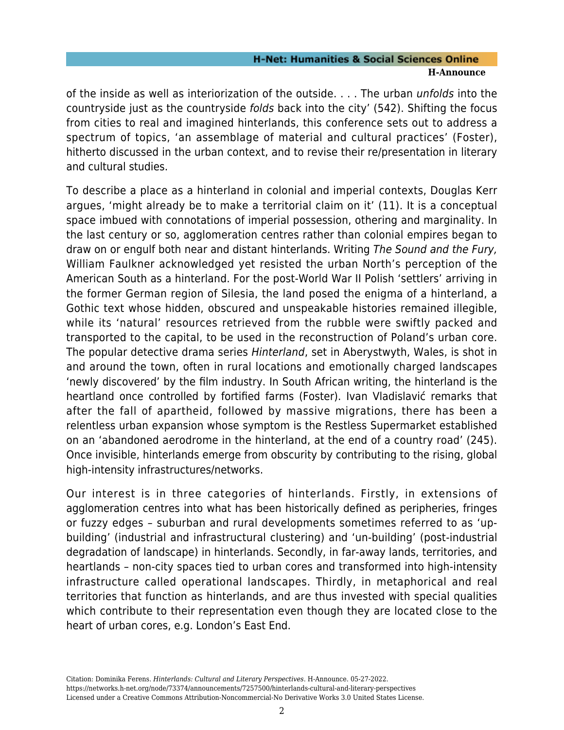of the inside as well as interiorization of the outside. . . . The urban *unfolds* into the countryside just as the countryside *folds* back into the city' (542). Shifting the focus from cities to real and imagined hinterlands, this conference sets out to address a spectrum of topics, 'an assemblage of material and cultural practices' (Foster), hitherto discussed in the urban context, and to revise their re/presentation in literary and cultural studies.

To describe a place as a hinterland in colonial and imperial contexts, Douglas Kerr argues, 'might already be to make a territorial claim on it' (11). It is a conceptual space imbued with connotations of imperial possession, othering and marginality. In the last century or so, agglomeration centres rather than colonial empires began to draw on or engulf both near and distant hinterlands. Writing *The Sound and the Fury,* William Faulkner acknowledged yet resisted the urban North's perception of the American South as a hinterland. For the post-World War II Polish 'settlers' arriving in the former German region of Silesia, the land posed the enigma of a hinterland, a Gothic text whose hidden, obscured and unspeakable histories remained illegible, while its 'natural' resources retrieved from the rubble were swiftly packed and transported to the capital, to be used in the reconstruction of Poland's urban core. The popular detective drama series *Hinterland*, set in Aberystwyth, Wales, is shot in and around the town, often in rural locations and emotionally charged landscapes 'newly discovered' by the film industry. In South African writing, the hinterland is the heartland once controlled by fortified farms (Foster). Ivan Vladislavić remarks that after the fall of apartheid, followed by massive migrations, there has been a relentless urban expansion whose symptom is the Restless Supermarket established on an 'abandoned aerodrome in the hinterland, at the end of a country road' (245). Once invisible, hinterlands emerge from obscurity by contributing to the rising, global high-intensity infrastructures/networks.

Our interest is in three categories of hinterlands. Firstly, in extensions of agglomeration centres into what has been historically defined as peripheries, fringes or fuzzy edges – suburban and rural developments sometimes referred to as 'up-building' (industrial and infrastructural clustering) and 'un-building' (post-industrial degradation of landscape) in hinterlands. Secondly, in far-away lands, territories, and heartlands – non-city spaces tied to urban cores and transformed into high-intensity infrastructure called operational landscapes. Thirdly, in metaphorical and real territories that function as hinterlands, and are thus invested with special qualities which contribute to their representation even though they are located close to the heart of urban cores, e.g. London's East End.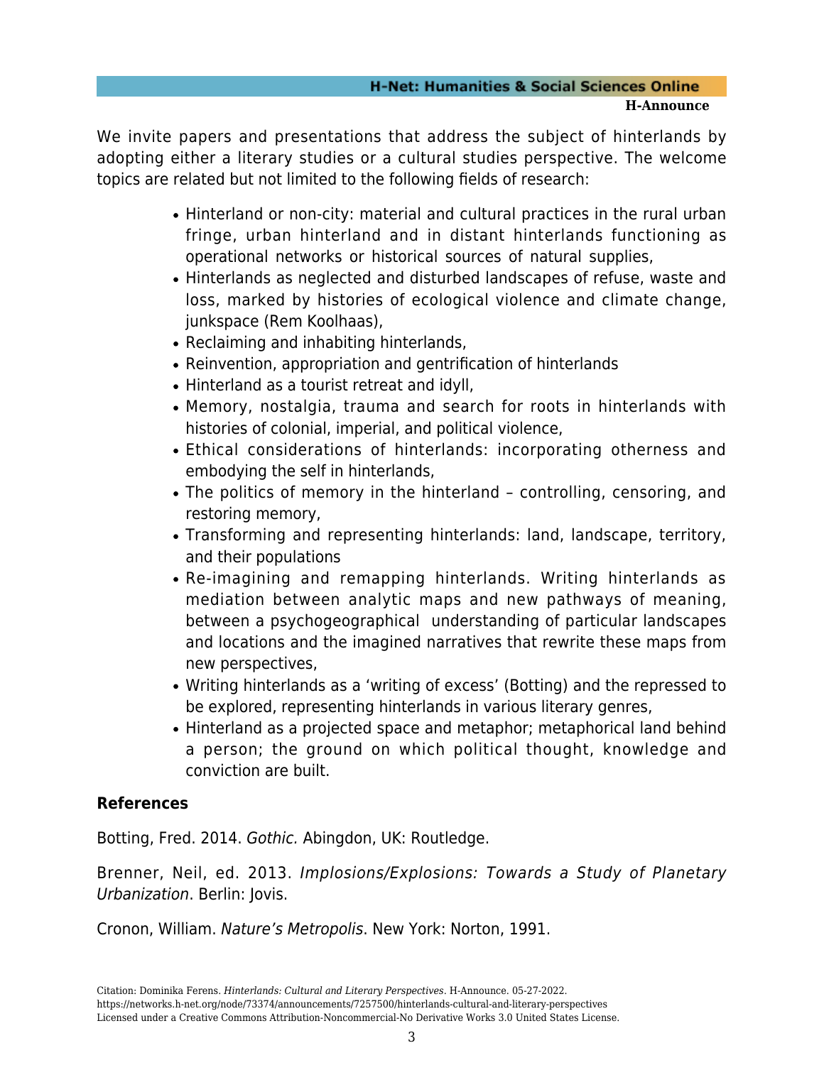We invite papers and presentations that address the subject of hinterlands by adopting either a literary studies or a cultural studies perspective. The welcome topics are related but not limited to the following fields of research:

- Hinterland or non-city: material and cultural practices in the rural urban fringe, urban hinterland and in distant hinterlands functioning as operational networks or historical sources of natural supplies,
- Hinterlands as neglected and disturbed landscapes of refuse, waste and loss, marked by histories of ecological violence and climate change, junkspace (Rem Koolhaas),
- Reclaiming and inhabiting hinterlands,
- Reinvention, appropriation and gentrification of hinterlands
- Hinterland as a tourist retreat and idyll,
- Memory, nostalgia, trauma and search for roots in hinterlands with histories of colonial, imperial, and political violence,
- Ethical considerations of hinterlands: incorporating otherness and embodying the self in hinterlands,
- The politics of memory in the hinterland – controlling, censoring, and restoring memory,
- Transforming and representing hinterlands: land, landscape, territory, and their populations
- Re-imagining and remapping hinterlands. Writing hinterlands as mediation between analytic maps and new pathways of meaning, between a psychogeographical understanding of particular landscapes and locations and the imagined narratives that rewrite these maps from new perspectives,
- Writing hinterlands as a 'writing of excess' (Botting) and the repressed to be explored, representing hinterlands in various literary genres,
- Hinterland as a projected space and metaphor; metaphorical land behind a person; the ground on which political thought, knowledge and conviction are built.

### References

Botting, Fred. 2014. *Gothic.* Abingdon, UK: Routledge.

Brenner, Neil, ed. 2013. *Implosions/Explosions: Towards a Study of Planetary Urbanization*. Berlin: Jovis.

Cronon, William. *Nature's Metropolis*. New York: Norton, 1991.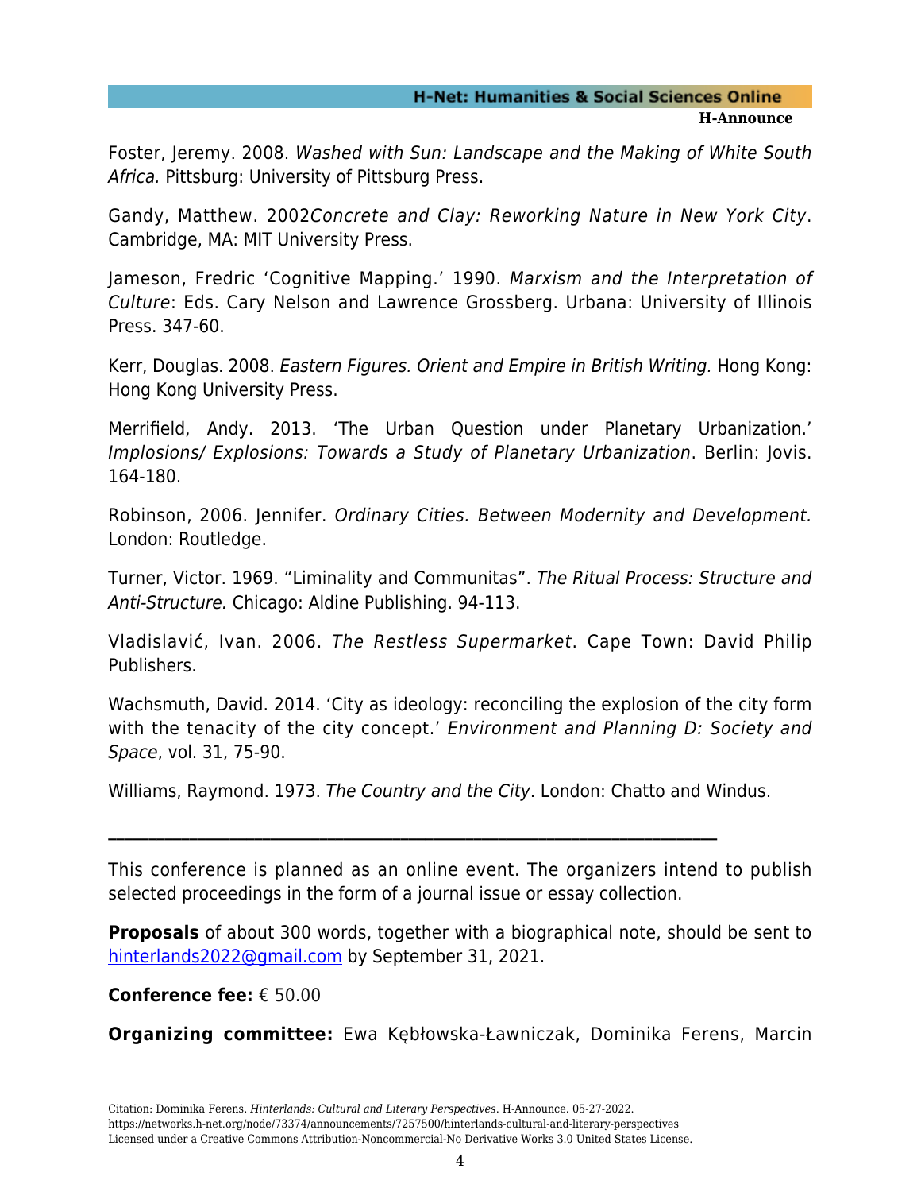Foster, Jeremy. 2008. *Washed with Sun: Landscape and the Making of White South Africa.* Pittsburg: University of Pittsburg Press.

Gandy, Matthew. 2002*Concrete and Clay: Reworking Nature in New York City*. Cambridge, MA: MIT University Press.

Jameson, Fredric 'Cognitive Mapping.' 1990. *Marxism and the Interpretation of Culture*: Eds. Cary Nelson and Lawrence Grossberg. Urbana: University of Illinois Press. 347-60.

Kerr, Douglas. 2008. *Eastern Figures. Orient and Empire in British Writing.* Hong Kong: Hong Kong University Press.

Merrifield, Andy. 2013. 'The Urban Question under Planetary Urbanization.' *Implosions/ Explosions: Towards a Study of Planetary Urbanization*. Berlin: Jovis. 164-180.

Robinson, 2006. Jennifer. *Ordinary Cities. Between Modernity and Development.* London: Routledge.

Turner, Victor. 1969. "Liminality and Communitas". *The Ritual Process: Structure and Anti-Structure.* Chicago: Aldine Publishing. 94-113.

Vladislavić, Ivan. 2006. *The Restless Supermarket*. Cape Town: David Philip Publishers.

Wachsmuth, David. 2014. 'City as ideology: reconciling the explosion of the city form with the tenacity of the city concept.' *Environment and Planning D: Society and Space*, vol. 31, 75-90.

Williams, Raymond. 1973. *The Country and the City*. London: Chatto and Windus.

---

This conference is planned as an online event. The organizers intend to publish selected proceedings in the form of a journal issue or essay collection.

**Proposals** of about 300 words, together with a biographical note, should be sent to hinterlands2022@gmail.com by September 31, 2021.

**Conference fee:** € 50.00

**Organizing committee:** Ewa Kębłowska-Ławniczak, Dominika Ferens, Marcin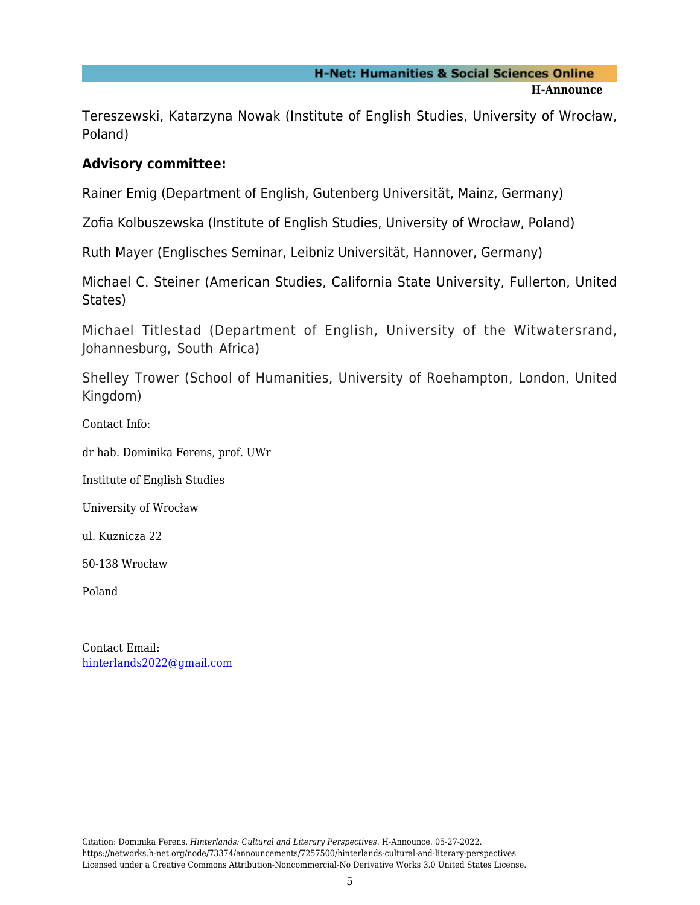Tereszewski, Katarzyna Nowak (Institute of English Studies, University of Wrocław, Poland)

**Advisory committee:**

Rainer Emig (Department of English, Gutenberg Universität, Mainz, Germany)

Zofia Kolbuszewska (Institute of English Studies, University of Wrocław, Poland)

Ruth Mayer (Englisches Seminar, Leibniz Universität, Hannover, Germany)

Michael C. Steiner (American Studies, California State University, Fullerton, United States)

Michael Titlestad (Department of English, University of the Witwatersrand, Johannesburg, South Africa)

Shelley Trower (School of Humanities, University of Roehampton, London, United Kingdom)

Contact Info:

dr hab. Dominika Ferens, prof. UWr

Institute of English Studies

University of Wrocław

ul. Kuznicza 22

50-138 Wrocław

Poland

Contact Email:
hinterlands2022@gmail.com

Citation: Dominika Ferens. *Hinterlands: Cultural and Literary Perspectives*. H-Announce. 05-27-2022.
https://networks.h-net.org/node/73374/announcements/7257500/hinterlands-cultural-and-literary-perspectives
Licensed under a Creative Commons Attribution-Noncommercial-No Derivative Works 3.0 United States License.